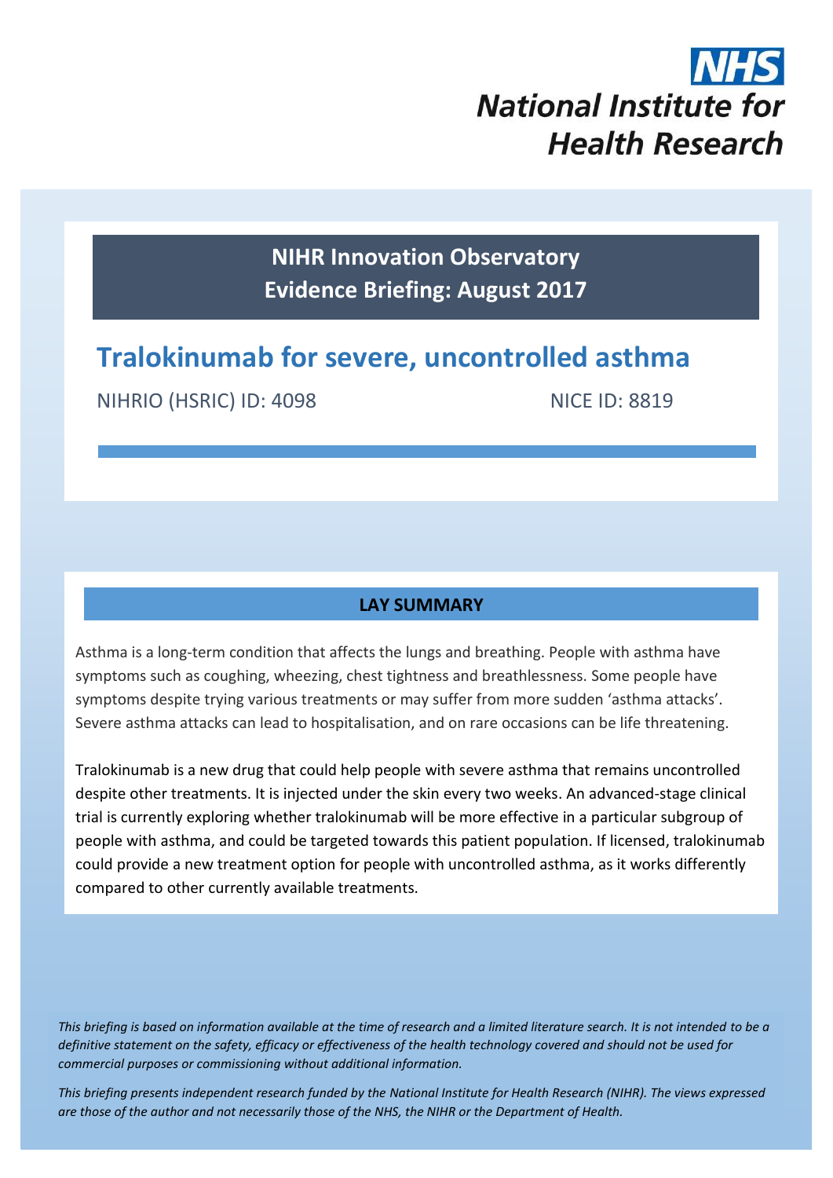NHS

National Institute for Health Research

**NIHR Innovation Observatory**
**Evidence Briefing: August 2017**

# Tralokinumab for severe, uncontrolled asthma

NIHRIO (HSRIC) ID: 4098 NICE ID: 8819

## LAY SUMMARY

Asthma is a long-term condition that affects the lungs and breathing. People with asthma have symptoms such as coughing, wheezing, chest tightness and breathlessness. Some people have symptoms despite trying various treatments or may suffer from more sudden 'asthma attacks'. Severe asthma attacks can lead to hospitalisation, and on rare occasions can be life threatening.

Tralokinumab is a new drug that could help people with severe asthma that remains uncontrolled despite other treatments. It is injected under the skin every two weeks. An advanced-stage clinical trial is currently exploring whether tralokinumab will be more effective in a particular subgroup of people with asthma, and could be targeted towards this patient population. If licensed, tralokinumab could provide a new treatment option for people with uncontrolled asthma, as it works differently compared to other currently available treatments.

*This briefing is based on information available at the time of research and a limited literature search. It is not intended to be a definitive statement on the safety, efficacy or effectiveness of the health technology covered and should not be used for commercial purposes or commissioning without additional information.*

*This briefing presents independent research funded by the National Institute for Health Research (NIHR). The views expressed are those of the author and not necessarily those of the NHS, the NIHR or the Department of Health.*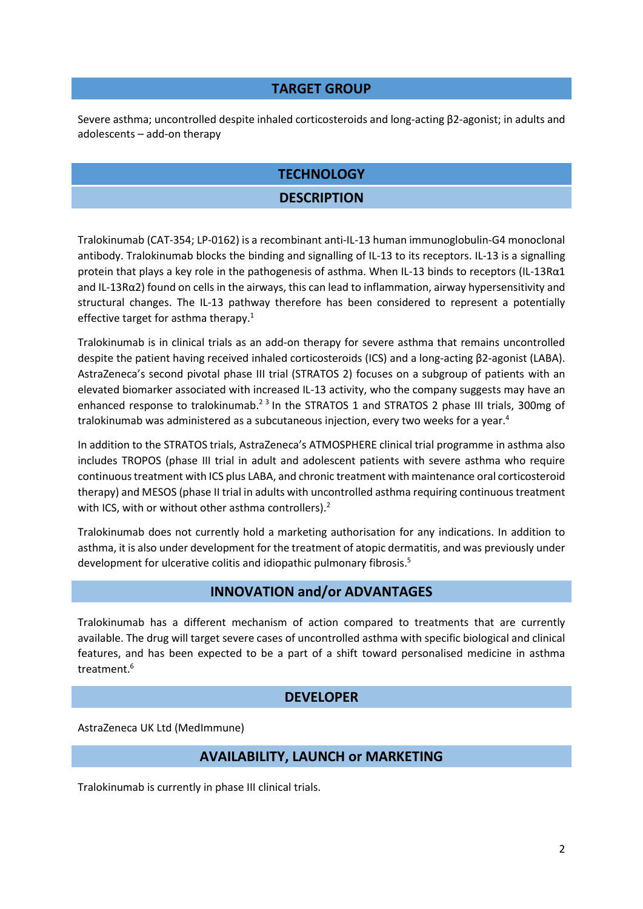## TARGET GROUP

Severe asthma; uncontrolled despite inhaled corticosteroids and long-acting β2-agonist; in adults and adolescents – add-on therapy

## TECHNOLOGY

### DESCRIPTION

Tralokinumab (CAT-354; LP-0162) is a recombinant anti-IL-13 human immunoglobulin-G4 monoclonal antibody. Tralokinumab blocks the binding and signalling of IL-13 to its receptors. IL-13 is a signalling protein that plays a key role in the pathogenesis of asthma. When IL-13 binds to receptors (IL-13Rα1 and IL-13Rα2) found on cells in the airways, this can lead to inflammation, airway hypersensitivity and structural changes. The IL-13 pathway therefore has been considered to represent a potentially effective target for asthma therapy.[1]

Tralokinumab is in clinical trials as an add-on therapy for severe asthma that remains uncontrolled despite the patient having received inhaled corticosteroids (ICS) and a long-acting β2-agonist (LABA). AstraZeneca's second pivotal phase III trial (STRATOS 2) focuses on a subgroup of patients with an elevated biomarker associated with increased IL-13 activity, who the company suggests may have an enhanced response to tralokinumab.[2,3] In the STRATOS 1 and STRATOS 2 phase III trials, 300mg of tralokinumab was administered as a subcutaneous injection, every two weeks for a year.[4]

In addition to the STRATOS trials, AstraZeneca's ATMOSPHERE clinical trial programme in asthma also includes TROPOS (phase III trial in adult and adolescent patients with severe asthma who require continuous treatment with ICS plus LABA, and chronic treatment with maintenance oral corticosteroid therapy) and MESOS (phase II trial in adults with uncontrolled asthma requiring continuous treatment with ICS, with or without other asthma controllers).[2]

Tralokinumab does not currently hold a marketing authorisation for any indications. In addition to asthma, it is also under development for the treatment of atopic dermatitis, and was previously under development for ulcerative colitis and idiopathic pulmonary fibrosis.[5]

### INNOVATION and/or ADVANTAGES

Tralokinumab has a different mechanism of action compared to treatments that are currently available. The drug will target severe cases of uncontrolled asthma with specific biological and clinical features, and has been expected to be a part of a shift toward personalised medicine in asthma treatment.[6]

### DEVELOPER

AstraZeneca UK Ltd (MedImmune)

### AVAILABILITY, LAUNCH or MARKETING

Tralokinumab is currently in phase III clinical trials.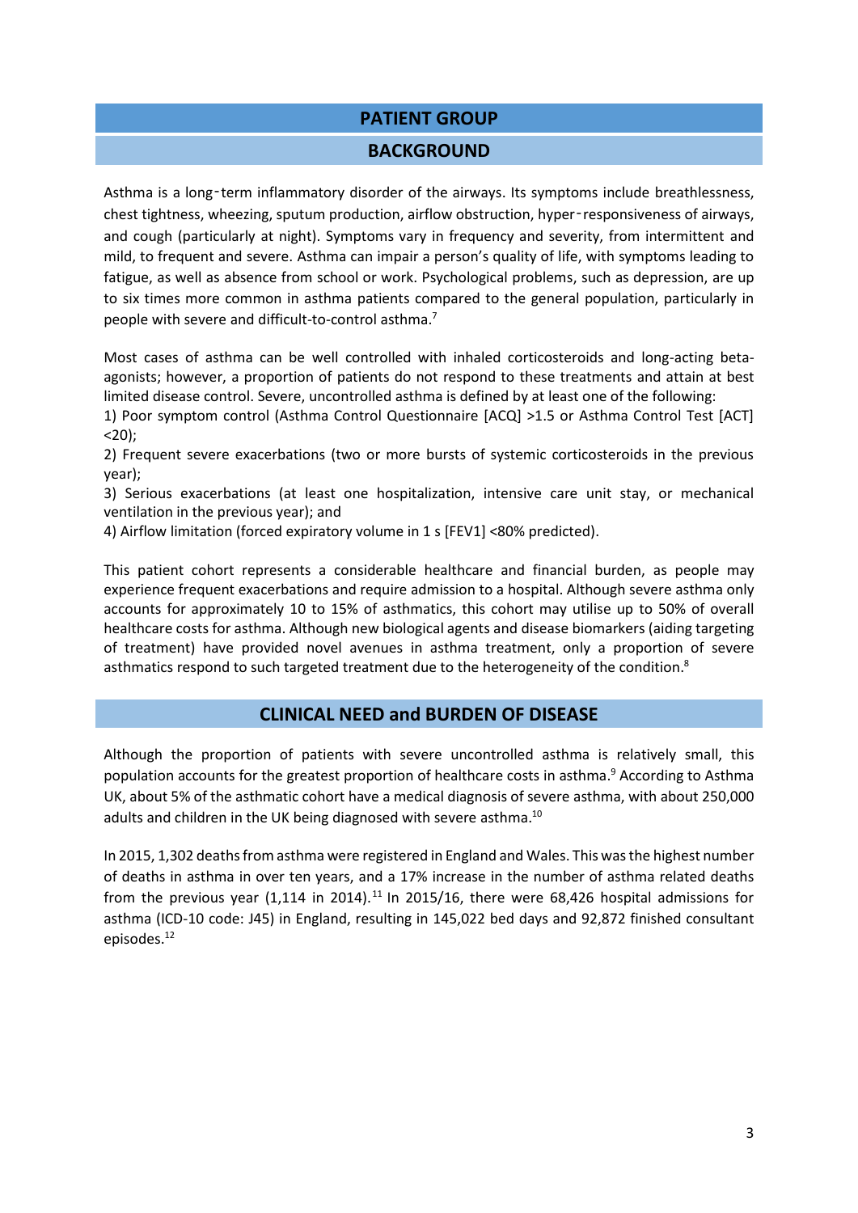## PATIENT GROUP

### BACKGROUND

Asthma is a long‑term inflammatory disorder of the airways. Its symptoms include breathlessness, chest tightness, wheezing, sputum production, airflow obstruction, hyper‑responsiveness of airways, and cough (particularly at night). Symptoms vary in frequency and severity, from intermittent and mild, to frequent and severe. Asthma can impair a person's quality of life, with symptoms leading to fatigue, as well as absence from school or work. Psychological problems, such as depression, are up to six times more common in asthma patients compared to the general population, particularly in people with severe and difficult-to-control asthma.[7]

Most cases of asthma can be well controlled with inhaled corticosteroids and long-acting beta-agonists; however, a proportion of patients do not respond to these treatments and attain at best limited disease control. Severe, uncontrolled asthma is defined by at least one of the following:

1) Poor symptom control (Asthma Control Questionnaire [ACQ] >1.5 or Asthma Control Test [ACT] <20);

2) Frequent severe exacerbations (two or more bursts of systemic corticosteroids in the previous year);

3) Serious exacerbations (at least one hospitalization, intensive care unit stay, or mechanical ventilation in the previous year); and

4) Airflow limitation (forced expiratory volume in 1 s [FEV1] <80% predicted).

This patient cohort represents a considerable healthcare and financial burden, as people may experience frequent exacerbations and require admission to a hospital. Although severe asthma only accounts for approximately 10 to 15% of asthmatics, this cohort may utilise up to 50% of overall healthcare costs for asthma. Although new biological agents and disease biomarkers (aiding targeting of treatment) have provided novel avenues in asthma treatment, only a proportion of severe asthmatics respond to such targeted treatment due to the heterogeneity of the condition.[8]

### CLINICAL NEED and BURDEN OF DISEASE

Although the proportion of patients with severe uncontrolled asthma is relatively small, this population accounts for the greatest proportion of healthcare costs in asthma.[9] According to Asthma UK, about 5% of the asthmatic cohort have a medical diagnosis of severe asthma, with about 250,000 adults and children in the UK being diagnosed with severe asthma.[10]

In 2015, 1,302 deaths from asthma were registered in England and Wales. This was the highest number of deaths in asthma in over ten years, and a 17% increase in the number of asthma related deaths from the previous year (1,114 in 2014).[11] In 2015/16, there were 68,426 hospital admissions for asthma (ICD-10 code: J45) in England, resulting in 145,022 bed days and 92,872 finished consultant episodes.[12]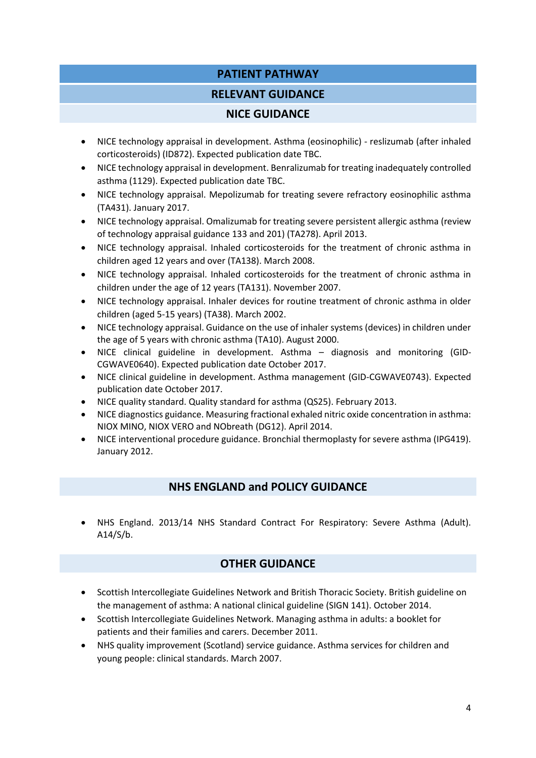## PATIENT PATHWAY

### RELEVANT GUIDANCE

#### NICE GUIDANCE

- NICE technology appraisal in development. Asthma (eosinophilic) - reslizumab (after inhaled corticosteroids) (ID872). Expected publication date TBC.
- NICE technology appraisal in development. Benralizumab for treating inadequately controlled asthma (1129). Expected publication date TBC.
- NICE technology appraisal. Mepolizumab for treating severe refractory eosinophilic asthma (TA431). January 2017.
- NICE technology appraisal. Omalizumab for treating severe persistent allergic asthma (review of technology appraisal guidance 133 and 201) (TA278). April 2013.
- NICE technology appraisal. Inhaled corticosteroids for the treatment of chronic asthma in children aged 12 years and over (TA138). March 2008.
- NICE technology appraisal. Inhaled corticosteroids for the treatment of chronic asthma in children under the age of 12 years (TA131). November 2007.
- NICE technology appraisal. Inhaler devices for routine treatment of chronic asthma in older children (aged 5-15 years) (TA38). March 2002.
- NICE technology appraisal. Guidance on the use of inhaler systems (devices) in children under the age of 5 years with chronic asthma (TA10). August 2000.
- NICE clinical guideline in development. Asthma – diagnosis and monitoring (GID-CGWAVE0640). Expected publication date October 2017.
- NICE clinical guideline in development. Asthma management (GID-CGWAVE0743). Expected publication date October 2017.
- NICE quality standard. Quality standard for asthma (QS25). February 2013.
- NICE diagnostics guidance. Measuring fractional exhaled nitric oxide concentration in asthma: NIOX MINO, NIOX VERO and NObreath (DG12). April 2014.
- NICE interventional procedure guidance. Bronchial thermoplasty for severe asthma (IPG419). January 2012.

#### NHS ENGLAND and POLICY GUIDANCE

- NHS England. 2013/14 NHS Standard Contract For Respiratory: Severe Asthma (Adult). A14/S/b.

#### OTHER GUIDANCE

- Scottish Intercollegiate Guidelines Network and British Thoracic Society. British guideline on the management of asthma: A national clinical guideline (SIGN 141). October 2014.
- Scottish Intercollegiate Guidelines Network. Managing asthma in adults: a booklet for patients and their families and carers. December 2011.
- NHS quality improvement (Scotland) service guidance. Asthma services for children and young people: clinical standards. March 2007.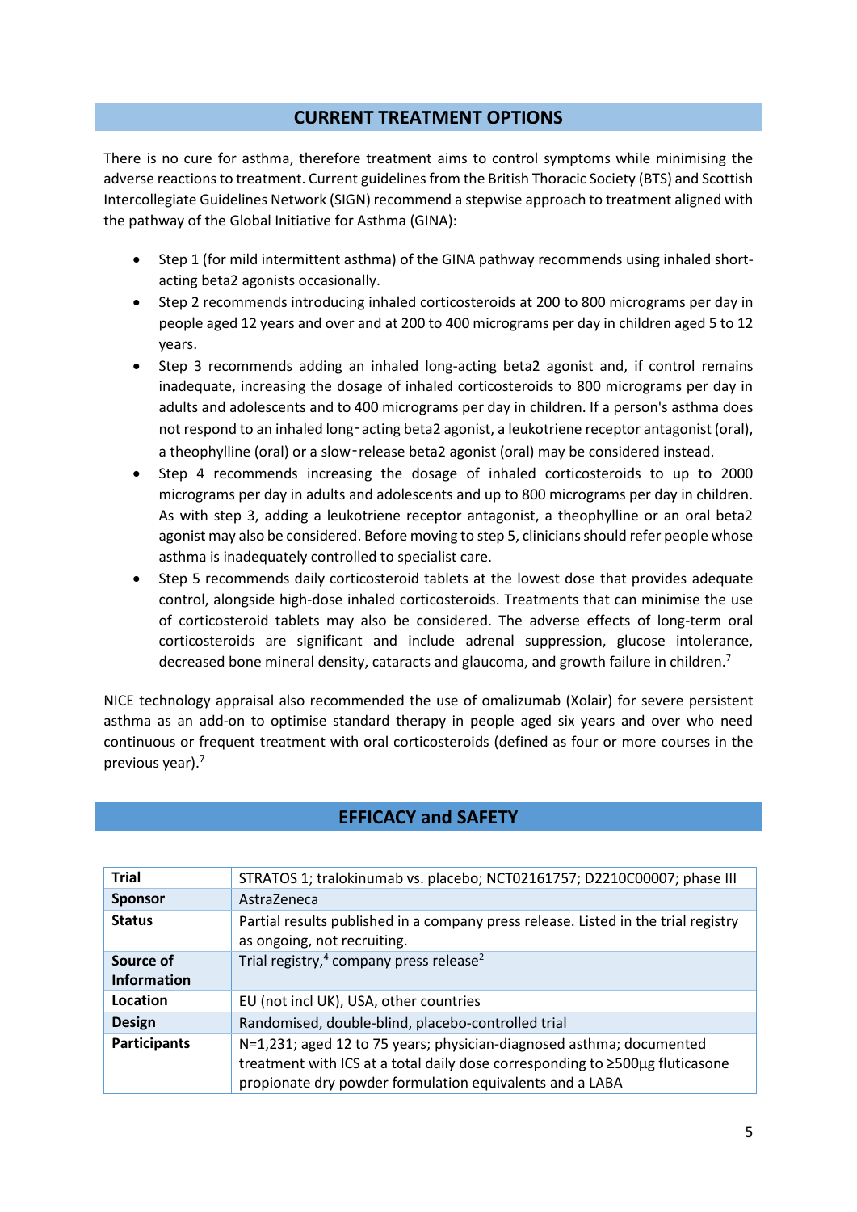## CURRENT TREATMENT OPTIONS

There is no cure for asthma, therefore treatment aims to control symptoms while minimising the adverse reactions to treatment. Current guidelines from the British Thoracic Society (BTS) and Scottish Intercollegiate Guidelines Network (SIGN) recommend a stepwise approach to treatment aligned with the pathway of the Global Initiative for Asthma (GINA):

- Step 1 (for mild intermittent asthma) of the GINA pathway recommends using inhaled short-acting beta2 agonists occasionally.
- Step 2 recommends introducing inhaled corticosteroids at 200 to 800 micrograms per day in people aged 12 years and over and at 200 to 400 micrograms per day in children aged 5 to 12 years.
- Step 3 recommends adding an inhaled long-acting beta2 agonist and, if control remains inadequate, increasing the dosage of inhaled corticosteroids to 800 micrograms per day in adults and adolescents and to 400 micrograms per day in children. If a person's asthma does not respond to an inhaled long‑acting beta2 agonist, a leukotriene receptor antagonist (oral), a theophylline (oral) or a slow‑release beta2 agonist (oral) may be considered instead.
- Step 4 recommends increasing the dosage of inhaled corticosteroids to up to 2000 micrograms per day in adults and adolescents and up to 800 micrograms per day in children. As with step 3, adding a leukotriene receptor antagonist, a theophylline or an oral beta2 agonist may also be considered. Before moving to step 5, clinicians should refer people whose asthma is inadequately controlled to specialist care.
- Step 5 recommends daily corticosteroid tablets at the lowest dose that provides adequate control, alongside high-dose inhaled corticosteroids. Treatments that can minimise the use of corticosteroid tablets may also be considered. The adverse effects of long-term oral corticosteroids are significant and include adrenal suppression, glucose intolerance, decreased bone mineral density, cataracts and glaucoma, and growth failure in children.[7]

NICE technology appraisal also recommended the use of omalizumab (Xolair) for severe persistent asthma as an add-on to optimise standard therapy in people aged six years and over who need continuous or frequent treatment with oral corticosteroids (defined as four or more courses in the previous year).[7]

## EFFICACY and SAFETY

| | |
|---|---|
| **Trial** | STRATOS 1; tralokinumab vs. placebo; NCT02161757; D2210C00007; phase III |
| **Sponsor** | AstraZeneca |
| **Status** | Partial results published in a company press release. Listed in the trial registry as ongoing, not recruiting. |
| **Source of Information** | Trial registry,[4] company press release[2] |
| **Location** | EU (not incl UK), USA, other countries |
| **Design** | Randomised, double-blind, placebo-controlled trial |
| **Participants** | N=1,231; aged 12 to 75 years; physician-diagnosed asthma; documented treatment with ICS at a total daily dose corresponding to ≥500µg fluticasone propionate dry powder formulation equivalents and a LABA |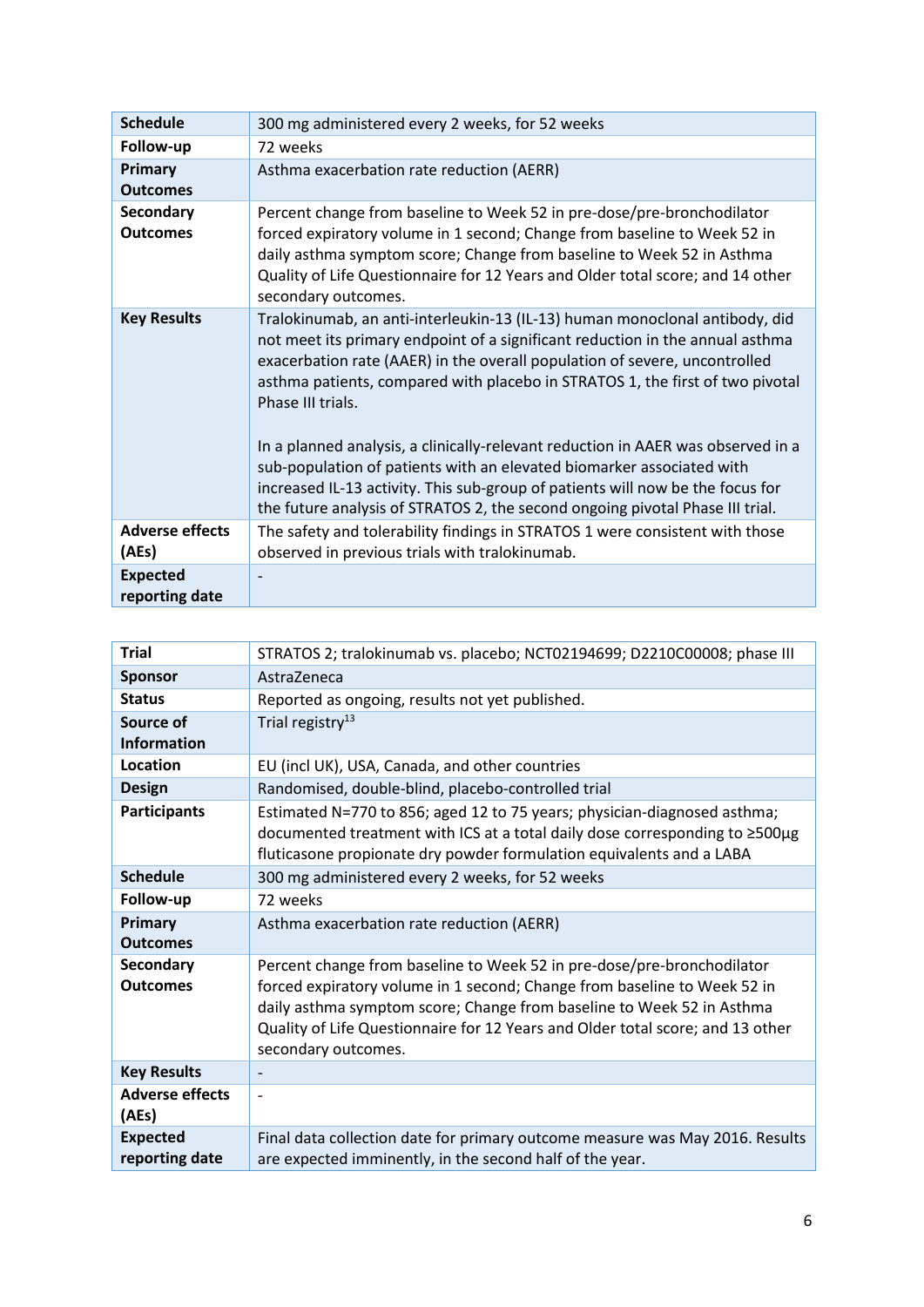| | |
|---|---|
| **Schedule** | 300 mg administered every 2 weeks, for 52 weeks |
| **Follow-up** | 72 weeks |
| **Primary Outcomes** | Asthma exacerbation rate reduction (AERR) |
| **Secondary Outcomes** | Percent change from baseline to Week 52 in pre-dose/pre-bronchodilator forced expiratory volume in 1 second; Change from baseline to Week 52 in daily asthma symptom score; Change from baseline to Week 52 in Asthma Quality of Life Questionnaire for 12 Years and Older total score; and 14 other secondary outcomes. |
| **Key Results** | Tralokinumab, an anti-interleukin-13 (IL-13) human monoclonal antibody, did not meet its primary endpoint of a significant reduction in the annual asthma exacerbation rate (AAER) in the overall population of severe, uncontrolled asthma patients, compared with placebo in STRATOS 1, the first of two pivotal Phase III trials.<br><br>In a planned analysis, a clinically-relevant reduction in AAER was observed in a sub-population of patients with an elevated biomarker associated with increased IL-13 activity. This sub-group of patients will now be the focus for the future analysis of STRATOS 2, the second ongoing pivotal Phase III trial. |
| **Adverse effects (AEs)** | The safety and tolerability findings in STRATOS 1 were consistent with those observed in previous trials with tralokinumab. |
| **Expected reporting date** | - |

| | |
|---|---|
| **Trial** | STRATOS 2; tralokinumab vs. placebo; NCT02194699; D2210C00008; phase III |
| **Sponsor** | AstraZeneca |
| **Status** | Reported as ongoing, results not yet published. |
| **Source of Information** | Trial registry[13] |
| **Location** | EU (incl UK), USA, Canada, and other countries |
| **Design** | Randomised, double-blind, placebo-controlled trial |
| **Participants** | Estimated N=770 to 856; aged 12 to 75 years; physician-diagnosed asthma; documented treatment with ICS at a total daily dose corresponding to ≥500µg fluticasone propionate dry powder formulation equivalents and a LABA |
| **Schedule** | 300 mg administered every 2 weeks, for 52 weeks |
| **Follow-up** | 72 weeks |
| **Primary Outcomes** | Asthma exacerbation rate reduction (AERR) |
| **Secondary Outcomes** | Percent change from baseline to Week 52 in pre-dose/pre-bronchodilator forced expiratory volume in 1 second; Change from baseline to Week 52 in daily asthma symptom score; Change from baseline to Week 52 in Asthma Quality of Life Questionnaire for 12 Years and Older total score; and 13 other secondary outcomes. |
| **Key Results** | - |
| **Adverse effects (AEs)** | - |
| **Expected reporting date** | Final data collection date for primary outcome measure was May 2016. Results are expected imminently, in the second half of the year. |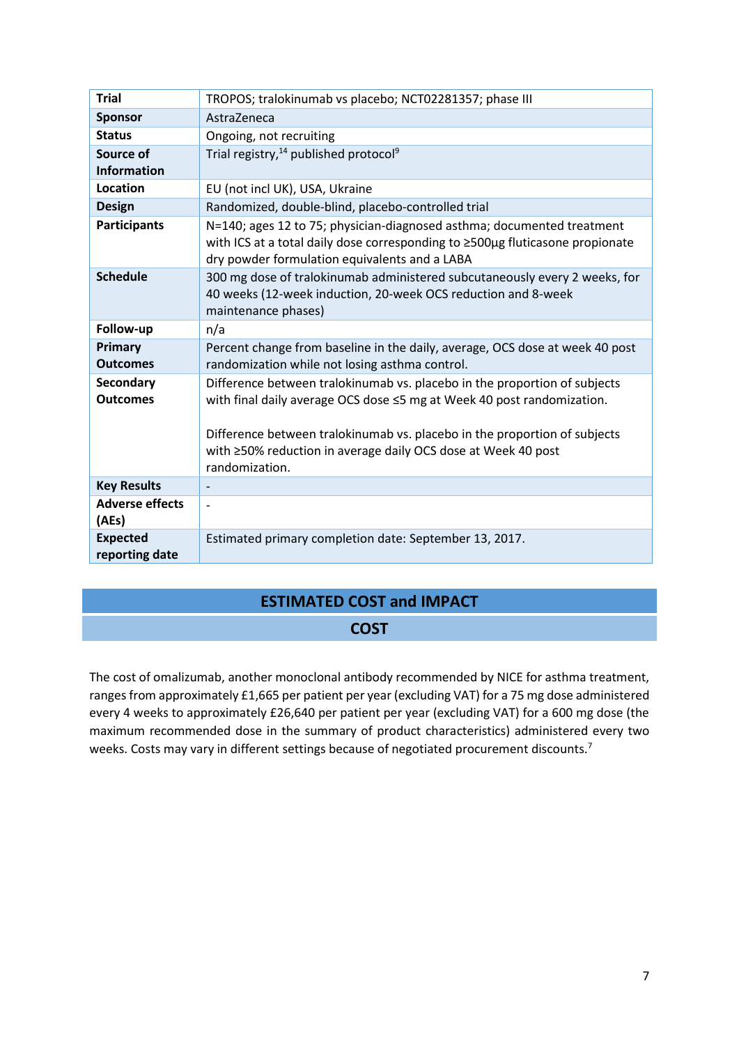| Trial | TROPOS; tralokinumab vs placebo; NCT02281357; phase III |
|---|---|
| **Sponsor** | AstraZeneca |
| **Status** | Ongoing, not recruiting |
| **Source of Information** | Trial registry,[14] published protocol[9] |
| **Location** | EU (not incl UK), USA, Ukraine |
| **Design** | Randomized, double-blind, placebo-controlled trial |
| **Participants** | N=140; ages 12 to 75; physician-diagnosed asthma; documented treatment with ICS at a total daily dose corresponding to ≥500µg fluticasone propionate dry powder formulation equivalents and a LABA |
| **Schedule** | 300 mg dose of tralokinumab administered subcutaneously every 2 weeks, for 40 weeks (12-week induction, 20-week OCS reduction and 8-week maintenance phases) |
| **Follow-up** | n/a |
| **Primary Outcomes** | Percent change from baseline in the daily, average, OCS dose at week 40 post randomization while not losing asthma control. |
| **Secondary Outcomes** | Difference between tralokinumab vs. placebo in the proportion of subjects with final daily average OCS dose ≤5 mg at Week 40 post randomization.<br><br>Difference between tralokinumab vs. placebo in the proportion of subjects with ≥50% reduction in average daily OCS dose at Week 40 post randomization. |
| **Key Results** | - |
| **Adverse effects (AEs)** | - |
| **Expected reporting date** | Estimated primary completion date: September 13, 2017. |

## ESTIMATED COST and IMPACT

### COST

The cost of omalizumab, another monoclonal antibody recommended by NICE for asthma treatment, ranges from approximately £1,665 per patient per year (excluding VAT) for a 75 mg dose administered every 4 weeks to approximately £26,640 per patient per year (excluding VAT) for a 600 mg dose (the maximum recommended dose in the summary of product characteristics) administered every two weeks. Costs may vary in different settings because of negotiated procurement discounts.[7]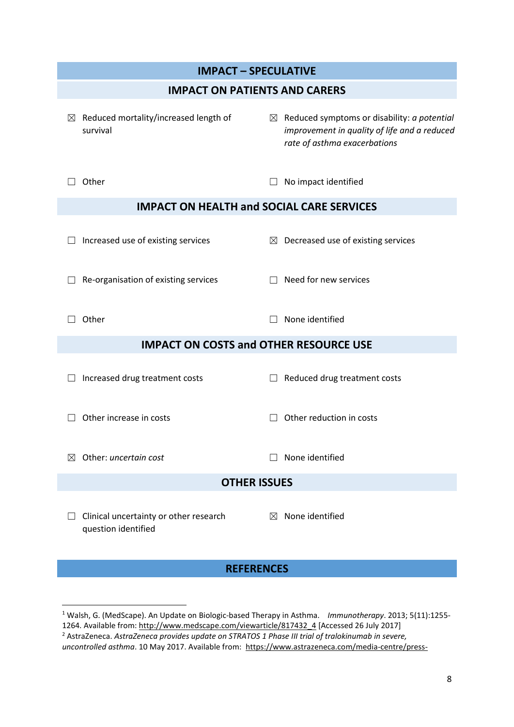## IMPACT – SPECULATIVE

### IMPACT ON PATIENTS AND CARERS

☒ Reduced mortality/increased length of survival

☒ Reduced symptoms or disability: *a potential improvement in quality of life and a reduced rate of asthma exacerbations*

☐ Other

☐ No impact identified

### IMPACT ON HEALTH and SOCIAL CARE SERVICES

☐ Increased use of existing services

☒ Decreased use of existing services

☐ Re-organisation of existing services

☐ Need for new services

☐ Other

☐ None identified

### IMPACT ON COSTS and OTHER RESOURCE USE

☐ Increased drug treatment costs

☐ Reduced drug treatment costs

☐ Other increase in costs

☐ Other reduction in costs

☒ Other: *uncertain cost*

☐ None identified

### OTHER ISSUES

☐ Clinical uncertainty or other research question identified

☒ None identified

## REFERENCES

---

[1] Walsh, G. (MedScape). An Update on Biologic-based Therapy in Asthma. *Immunotherapy*. 2013; 5(11):1255-1264. Available from: http://www.medscape.com/viewarticle/817432_4 [Accessed 26 July 2017]

[2] AstraZeneca. *AstraZeneca provides update on STRATOS 1 Phase III trial of tralokinumab in severe, uncontrolled asthma*. 10 May 2017. Available from: https://www.astrazeneca.com/media-centre/press-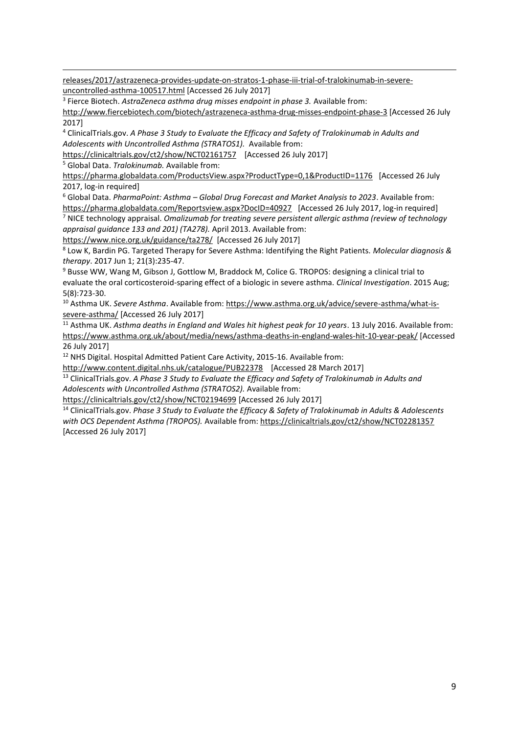releases/2017/astrazeneca-provides-update-on-stratos-1-phase-iii-trial-of-tralokinumab-in-severe-uncontrolled-asthma-100517.html [Accessed 26 July 2017]

[3] Fierce Biotech. *AstraZeneca asthma drug misses endpoint in phase 3.* Available from: http://www.fiercebiotech.com/biotech/astrazeneca-asthma-drug-misses-endpoint-phase-3 [Accessed 26 July 2017]

[4] ClinicalTrials.gov. *A Phase 3 Study to Evaluate the Efficacy and Safety of Tralokinumab in Adults and Adolescents with Uncontrolled Asthma (STRATOS1).* Available from: https://clinicaltrials.gov/ct2/show/NCT02161757 [Accessed 26 July 2017]

[5] Global Data. *Tralokinumab.* Available from: https://pharma.globaldata.com/ProductsView.aspx?ProductType=0,1&ProductID=1176 [Accessed 26 July 2017, log-in required]

[6] Global Data. *PharmaPoint: Asthma – Global Drug Forecast and Market Analysis to 2023*. Available from: https://pharma.globaldata.com/Reportsview.aspx?DocID=40927 [Accessed 26 July 2017, log-in required]

[7] NICE technology appraisal. *Omalizumab for treating severe persistent allergic asthma (review of technology appraisal guidance 133 and 201) (TA278).* April 2013. Available from: https://www.nice.org.uk/guidance/ta278/ [Accessed 26 July 2017]

[8] Low K, Bardin PG. Targeted Therapy for Severe Asthma: Identifying the Right Patients. *Molecular diagnosis & therapy*. 2017 Jun 1; 21(3):235-47.

[9] Busse WW, Wang M, Gibson J, Gottlow M, Braddock M, Colice G. TROPOS: designing a clinical trial to evaluate the oral corticosteroid-sparing effect of a biologic in severe asthma. *Clinical Investigation*. 2015 Aug; 5(8):723-30.

[10] Asthma UK. *Severe Asthma*. Available from: https://www.asthma.org.uk/advice/severe-asthma/what-is-severe-asthma/ [Accessed 26 July 2017]

[11] Asthma UK. *Asthma deaths in England and Wales hit highest peak for 10 years*. 13 July 2016. Available from: https://www.asthma.org.uk/about/media/news/asthma-deaths-in-england-wales-hit-10-year-peak/ [Accessed 26 July 2017]

[12] NHS Digital. Hospital Admitted Patient Care Activity, 2015-16. Available from: http://www.content.digital.nhs.uk/catalogue/PUB22378 [Accessed 28 March 2017]

[13] ClinicalTrials.gov. *A Phase 3 Study to Evaluate the Efficacy and Safety of Tralokinumab in Adults and Adolescents with Uncontrolled Asthma (STRATOS2).* Available from: https://clinicaltrials.gov/ct2/show/NCT02194699 [Accessed 26 July 2017]

[14] ClinicalTrials.gov. *Phase 3 Study to Evaluate the Efficacy & Safety of Tralokinumab in Adults & Adolescents with OCS Dependent Asthma (TROPOS).* Available from: https://clinicaltrials.gov/ct2/show/NCT02281357 [Accessed 26 July 2017]